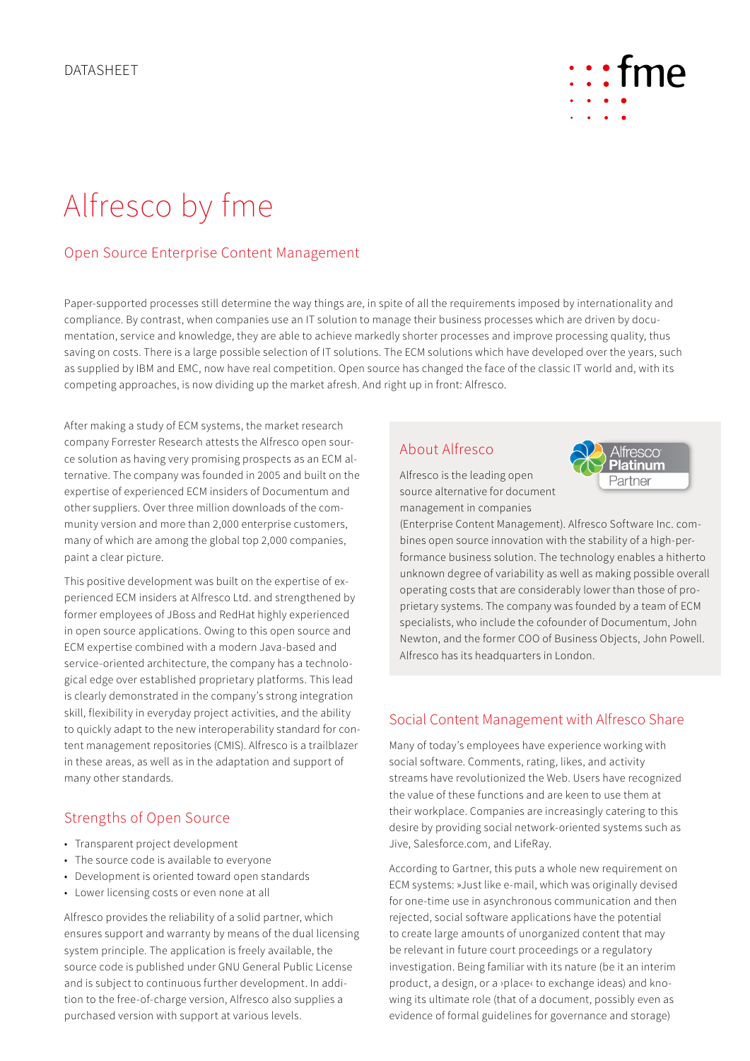DATASHEET

# Alfresco by fme

## Open Source Enterprise Content Management

Paper-supported processes still determine the way things are, in spite of all the requirements imposed by internationality and compliance. By contrast, when companies use an IT solution to manage their business processes which are driven by documentation, service and knowledge, they are able to achieve markedly shorter processes and improve processing quality, thus saving on costs. There is a large possible selection of IT solutions. The ECM solutions which have developed over the years, such as supplied by IBM and EMC, now have real competition. Open source has changed the face of the classic IT world and, with its competing approaches, is now dividing up the market afresh. And right up in front: Alfresco.

After making a study of ECM systems, the market research company Forrester Research attests the Alfresco open source solution as having very promising prospects as an ECM alternative. The company was founded in 2005 and built on the expertise of experienced ECM insiders of Documentum and other suppliers. Over three million downloads of the community version and more than 2,000 enterprise customers, many of which are among the global top 2,000 companies, paint a clear picture.

This positive development was built on the expertise of experienced ECM insiders at Alfresco Ltd. and strengthened by former employees of JBoss and RedHat highly experienced in open source applications. Owing to this open source and ECM expertise combined with a modern Java-based and service-oriented architecture, the company has a technological edge over established proprietary platforms. This lead is clearly demonstrated in the company's strong integration skill, flexibility in everyday project activities, and the ability to quickly adapt to the new interoperability standard for content management repositories (CMIS). Alfresco is a trailblazer in these areas, as well as in the adaptation and support of many other standards.

## Strengths of Open Source

- Transparent project development
- The source code is available to everyone
- Development is oriented toward open standards
- Lower licensing costs or even none at all

Alfresco provides the reliability of a solid partner, which ensures support and warranty by means of the dual licensing system principle. The application is freely available, the source code is published under GNU General Public License and is subject to continuous further development. In addition to the free-of-charge version, Alfresco also supplies a purchased version with support at various levels.

## About Alfresco

Alfresco Platinum Partner

Alfresco is the leading open source alternative for document management in companies (Enterprise Content Management). Alfresco Software Inc. combines open source innovation with the stability of a high-performance business solution. The technology enables a hitherto unknown degree of variability as well as making possible overall operating costs that are considerably lower than those of proprietary systems. The company was founded by a team of ECM specialists, who include the cofounder of Documentum, John Newton, and the former COO of Business Objects, John Powell. Alfresco has its headquarters in London.

## Social Content Management with Alfresco Share

Many of today's employees have experience working with social software. Comments, rating, likes, and activity streams have revolutionized the Web. Users have recognized the value of these functions and are keen to use them at their workplace. Companies are increasingly catering to this desire by providing social network-oriented systems such as Jive, Salesforce.com, and LifeRay.

According to Gartner, this puts a whole new requirement on ECM systems: »Just like e-mail, which was originally devised for one-time use in asynchronous communication and then rejected, social software applications have the potential to create large amounts of unorganized content that may be relevant in future court proceedings or a regulatory investigation. Being familiar with its nature (be it an interim product, a design, or a ›place‹ to exchange ideas) and knowing its ultimate role (that of a document, possibly even as evidence of formal guidelines for governance and storage)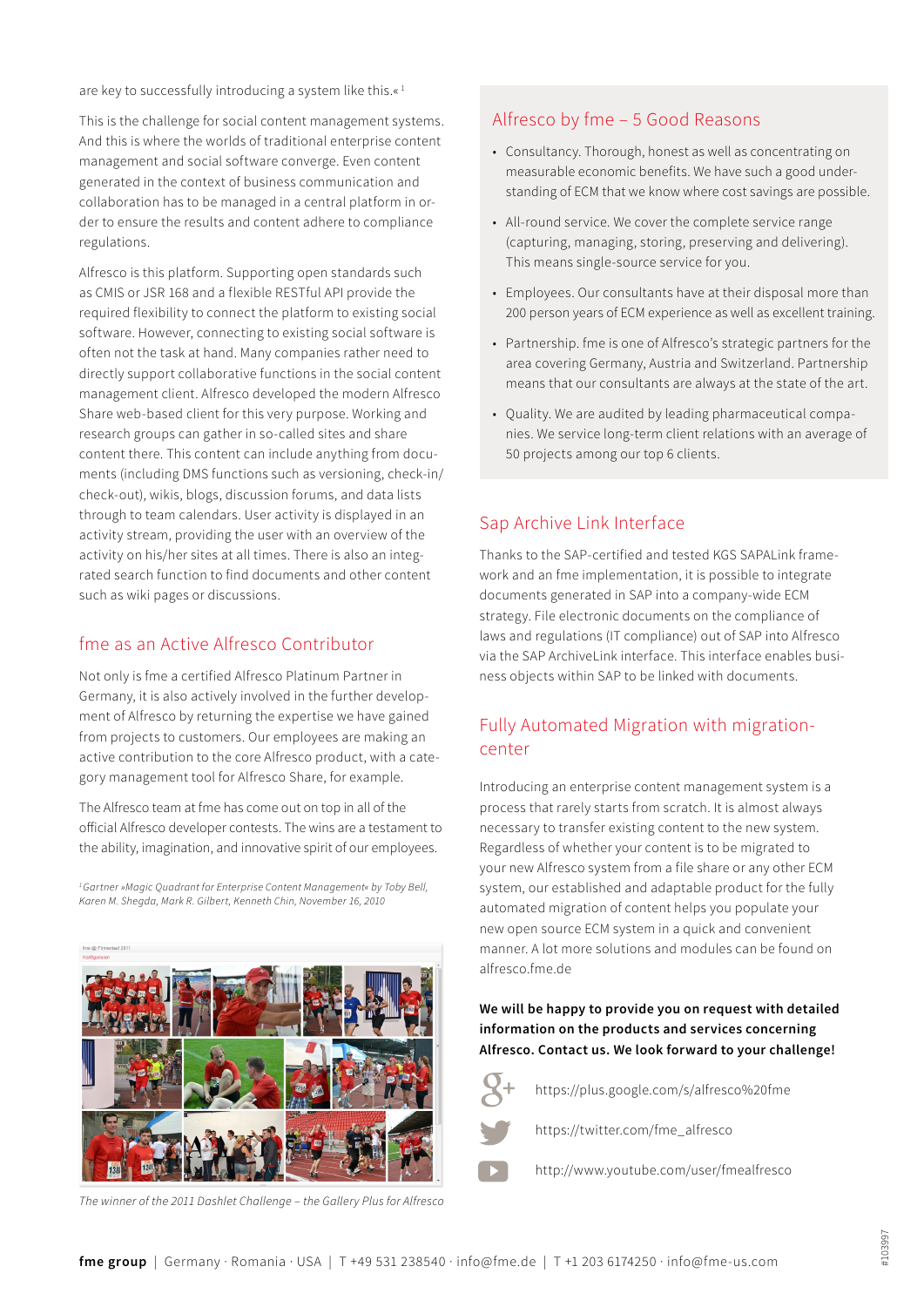are key to successfully introducing a system like this.«[1]

This is the challenge for social content management systems. And this is where the worlds of traditional enterprise content management and social software converge. Even content generated in the context of business communication and collaboration has to be managed in a central platform in order to ensure the results and content adhere to compliance regulations.

Alfresco is this platform. Supporting open standards such as CMIS or JSR 168 and a flexible RESTful API provide the required flexibility to connect the platform to existing social software. However, connecting to existing social software is often not the task at hand. Many companies rather need to directly support collaborative functions in the social content management client. Alfresco developed the modern Alfresco Share web-based client for this very purpose. Working and research groups can gather in so-called sites and share content there. This content can include anything from documents (including DMS functions such as versioning, check-in/check-out), wikis, blogs, discussion forums, and data lists through to team calendars. User activity is displayed in an activity stream, providing the user with an overview of the activity on his/her sites at all times. There is also an integrated search function to find documents and other content such as wiki pages or discussions.

## fme as an Active Alfresco Contributor

Not only is fme a certified Alfresco Platinum Partner in Germany, it is also actively involved in the further development of Alfresco by returning the expertise we have gained from projects to customers. Our employees are making an active contribution to the core Alfresco product, with a category management tool for Alfresco Share, for example.

The Alfresco team at fme has come out on top in all of the official Alfresco developer contests. The wins are a testament to the ability, imagination, and innovative spirit of our employees.

[1] *Gartner »Magic Quadrant for Enterprise Content Management« by Toby Bell, Karen M. Shegda, Mark R. Gilbert, Kenneth Chin, November 16, 2010*

*The winner of the 2011 Dashlet Challenge – the Gallery Plus for Alfresco*

## Alfresco by fme – 5 Good Reasons

- Consultancy. Thorough, honest as well as concentrating on measurable economic benefits. We have such a good understanding of ECM that we know where cost savings are possible.
- All-round service. We cover the complete service range (capturing, managing, storing, preserving and delivering). This means single-source service for you.
- Employees. Our consultants have at their disposal more than 200 person years of ECM experience as well as excellent training.
- Partnership. fme is one of Alfresco's strategic partners for the area covering Germany, Austria and Switzerland. Partnership means that our consultants are always at the state of the art.
- Quality. We are audited by leading pharmaceutical companies. We service long-term client relations with an average of 50 projects among our top 6 clients.

## Sap Archive Link Interface

Thanks to the SAP-certified and tested KGS SAPALink framework and an fme implementation, it is possible to integrate documents generated in SAP into a company-wide ECM strategy. File electronic documents on the compliance of laws and regulations (IT compliance) out of SAP into Alfresco via the SAP ArchiveLink interface. This interface enables business objects within SAP to be linked with documents.

## Fully Automated Migration with migration-center

Introducing an enterprise content management system is a process that rarely starts from scratch. It is almost always necessary to transfer existing content to the new system. Regardless of whether your content is to be migrated to your new Alfresco system from a file share or any other ECM system, our established and adaptable product for the fully automated migration of content helps you populate your new open source ECM system in a quick and convenient manner. A lot more solutions and modules can be found on alfresco.fme.de

**We will be happy to provide you on request with detailed information on the products and services concerning Alfresco. Contact us. We look forward to your challenge!**

https://plus.google.com/s/alfresco%20fme

https://twitter.com/fme_alfresco

http://www.youtube.com/user/fmealfresco

**fme group** | Germany · Romania · USA | T +49 531 238540 · info@fme.de | T +1 203 6174250 · info@fme-us.com

#103997